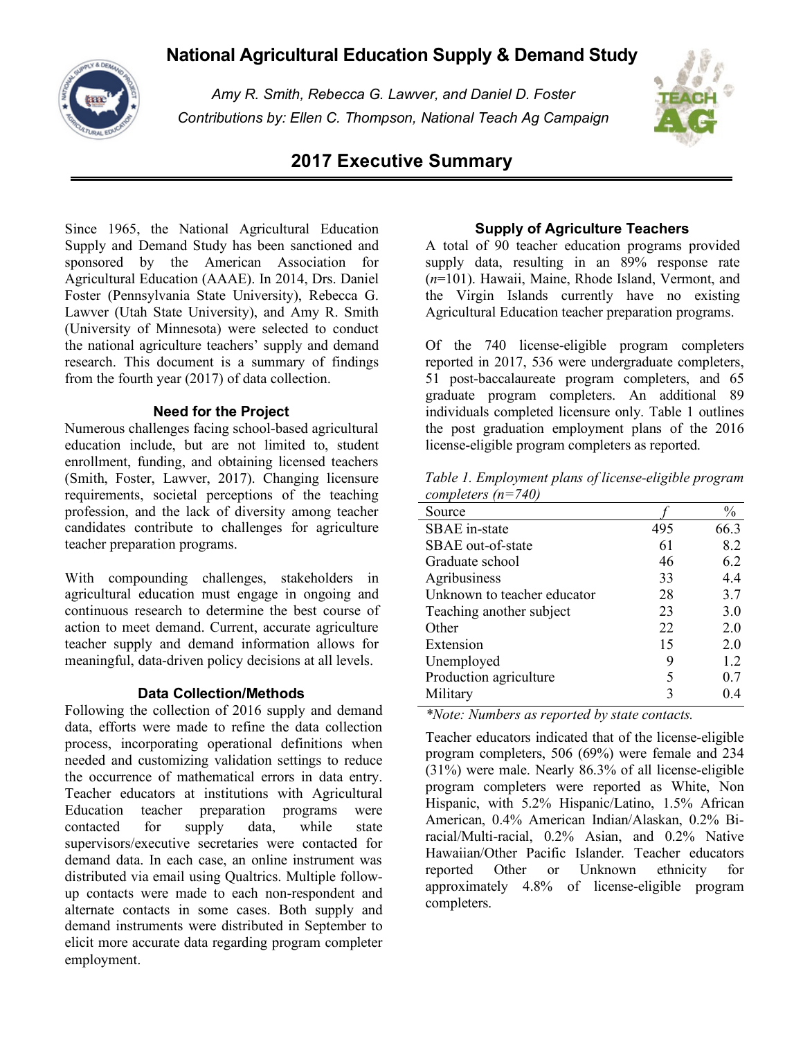# National Agricultural Education Supply & Demand Study

*Amy R. Smith, Rebecca G. Lawver, and Daniel D. Foster*
*Contributions by: Ellen C. Thompson, National Teach Ag Campaign*

## 2017 Executive Summary

Since 1965, the National Agricultural Education Supply and Demand Study has been sanctioned and sponsored by the American Association for Agricultural Education (AAAE). In 2014, Drs. Daniel Foster (Pennsylvania State University), Rebecca G. Lawver (Utah State University), and Amy R. Smith (University of Minnesota) were selected to conduct the national agriculture teachers' supply and demand research. This document is a summary of findings from the fourth year (2017) of data collection.

### Need for the Project

Numerous challenges facing school-based agricultural education include, but are not limited to, student enrollment, funding, and obtaining licensed teachers (Smith, Foster, Lawver, 2017). Changing licensure requirements, societal perceptions of the teaching profession, and the lack of diversity among teacher candidates contribute to challenges for agriculture teacher preparation programs.

With compounding challenges, stakeholders in agricultural education must engage in ongoing and continuous research to determine the best course of action to meet demand. Current, accurate agriculture teacher supply and demand information allows for meaningful, data-driven policy decisions at all levels.

### Data Collection/Methods

Following the collection of 2016 supply and demand data, efforts were made to refine the data collection process, incorporating operational definitions when needed and customizing validation settings to reduce the occurrence of mathematical errors in data entry. Teacher educators at institutions with Agricultural Education teacher preparation programs were contacted for supply data, while state supervisors/executive secretaries were contacted for demand data. In each case, an online instrument was distributed via email using Qualtrics. Multiple follow-up contacts were made to each non-respondent and alternate contacts in some cases. Both supply and demand instruments were distributed in September to elicit more accurate data regarding program completer employment.

### Supply of Agriculture Teachers

A total of 90 teacher education programs provided supply data, resulting in an 89% response rate (*n*=101). Hawaii, Maine, Rhode Island, Vermont, and the Virgin Islands currently have no existing Agricultural Education teacher preparation programs.

Of the 740 license-eligible program completers reported in 2017, 536 were undergraduate completers, 51 post-baccalaureate program completers, and 65 graduate program completers. An additional 89 individuals completed licensure only. Table 1 outlines the post graduation employment plans of the 2016 license-eligible program completers as reported.

*Table 1. Employment plans of license-eligible program completers (n=740)*

| Source | *f* | % |
|---|---|---|
| SBAE in-state | 495 | 66.3 |
| SBAE out-of-state | 61 | 8.2 |
| Graduate school | 46 | 6.2 |
| Agribusiness | 33 | 4.4 |
| Unknown to teacher educator | 28 | 3.7 |
| Teaching another subject | 23 | 3.0 |
| Other | 22 | 2.0 |
| Extension | 15 | 2.0 |
| Unemployed | 9 | 1.2 |
| Production agriculture | 5 | 0.7 |
| Military | 3 | 0.4 |

*\*Note: Numbers as reported by state contacts.*

Teacher educators indicated that of the license-eligible program completers, 506 (69%) were female and 234 (31%) were male. Nearly 86.3% of all license-eligible program completers were reported as White, Non Hispanic, with 5.2% Hispanic/Latino, 1.5% African American, 0.4% American Indian/Alaskan, 0.2% Bi-racial/Multi-racial, 0.2% Asian, and 0.2% Native Hawaiian/Other Pacific Islander. Teacher educators reported Other or Unknown ethnicity for approximately 4.8% of license-eligible program completers.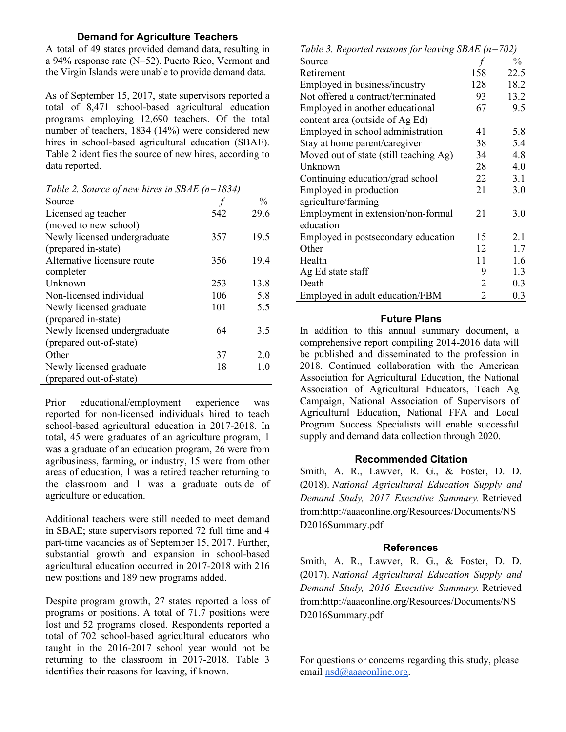## Demand for Agriculture Teachers

A total of 49 states provided demand data, resulting in a 94% response rate (N=52). Puerto Rico, Vermont and the Virgin Islands were unable to provide demand data.

As of September 15, 2017, state supervisors reported a total of 8,471 school-based agricultural education programs employing 12,690 teachers. Of the total number of teachers, 1834 (14%) were considered new hires in school-based agricultural education (SBAE). Table 2 identifies the source of new hires, according to data reported.

*Table 2. Source of new hires in SBAE (n=1834)*

| Source | *f* | % |
|---|---|---|
| Licensed ag teacher (moved to new school) | 542 | 29.6 |
| Newly licensed undergraduate (prepared in-state) | 357 | 19.5 |
| Alternative licensure route completer | 356 | 19.4 |
| Unknown | 253 | 13.8 |
| Non-licensed individual | 106 | 5.8 |
| Newly licensed graduate (prepared in-state) | 101 | 5.5 |
| Newly licensed undergraduate (prepared out-of-state) | 64 | 3.5 |
| Other | 37 | 2.0 |
| Newly licensed graduate (prepared out-of-state) | 18 | 1.0 |

Prior educational/employment experience was reported for non-licensed individuals hired to teach school-based agricultural education in 2017-2018. In total, 45 were graduates of an agriculture program, 1 was a graduate of an education program, 26 were from agribusiness, farming, or industry, 15 were from other areas of education, 1 was a retired teacher returning to the classroom and 1 was a graduate outside of agriculture or education.

Additional teachers were still needed to meet demand in SBAE; state supervisors reported 72 full time and 4 part-time vacancies as of September 15, 2017. Further, substantial growth and expansion in school-based agricultural education occurred in 2017-2018 with 216 new positions and 189 new programs added.

Despite program growth, 27 states reported a loss of programs or positions. A total of 71.7 positions were lost and 52 programs closed. Respondents reported a total of 702 school-based agricultural educators who taught in the 2016-2017 school year would not be returning to the classroom in 2017-2018. Table 3 identifies their reasons for leaving, if known.

*Table 3. Reported reasons for leaving SBAE (n=702)*

| Source | *f* | % |
|---|---|---|
| Retirement | 158 | 22.5 |
| Employed in business/industry | 128 | 18.2 |
| Not offered a contract/terminated | 93 | 13.2 |
| Employed in another educational content area (outside of Ag Ed) | 67 | 9.5 |
| Employed in school administration | 41 | 5.8 |
| Stay at home parent/caregiver | 38 | 5.4 |
| Moved out of state (still teaching Ag) | 34 | 4.8 |
| Unknown | 28 | 4.0 |
| Continuing education/grad school | 22 | 3.1 |
| Employed in production agriculture/farming | 21 | 3.0 |
| Employment in extension/non-formal education | 21 | 3.0 |
| Employed in postsecondary education | 15 | 2.1 |
| Other | 12 | 1.7 |
| Health | 11 | 1.6 |
| Ag Ed state staff | 9 | 1.3 |
| Death | 2 | 0.3 |
| Employed in adult education/FBM | 2 | 0.3 |

## Future Plans

In addition to this annual summary document, a comprehensive report compiling 2014-2016 data will be published and disseminated to the profession in 2018. Continued collaboration with the American Association for Agricultural Education, the National Association of Agricultural Educators, Teach Ag Campaign, National Association of Supervisors of Agricultural Education, National FFA and Local Program Success Specialists will enable successful supply and demand data collection through 2020.

## Recommended Citation

Smith, A. R., Lawver, R. G., & Foster, D. D. (2018). *National Agricultural Education Supply and Demand Study, 2017 Executive Summary.* Retrieved from:http://aaaeonline.org/Resources/Documents/NSD2016Summary.pdf

## References

Smith, A. R., Lawver, R. G., & Foster, D. D. (2017). *National Agricultural Education Supply and Demand Study, 2016 Executive Summary.* Retrieved from:http://aaaeonline.org/Resources/Documents/NSD2016Summary.pdf

For questions or concerns regarding this study, please email nsd@aaaeonline.org.